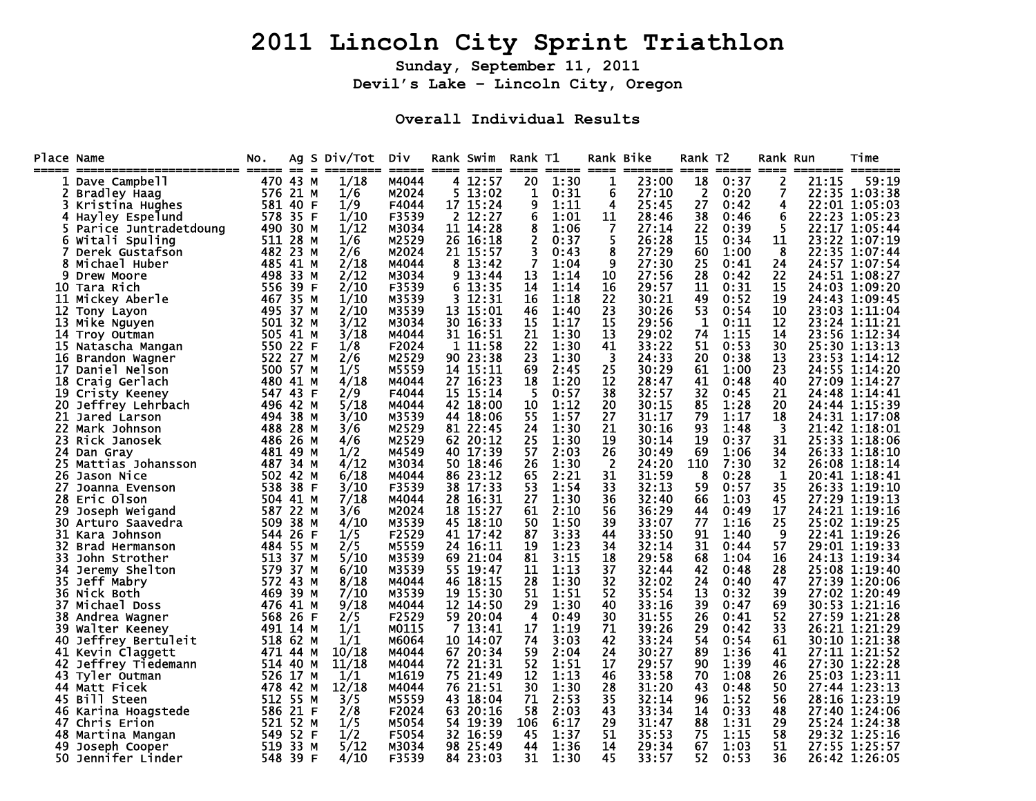# 2011 Lincoln City Sprint Triathlon

### Sunday, September 11, 2011

### Devil's Lake – Lincoln City, Oregon

## Overall Individual Results

| Place | Name | No. | Ag | S | Div/Tot | Div | Rank | Swim | Rank | T1 | Rank | Bike | Rank | T2 | Rank | Run | Time |
|---|---|---|---|---|---|---|---|---|---|---|---|---|---|---|---|---|---|
| 1 | Dave Campbell | 470 | 43 | M | 1/18 | M4044 | 4 | 12:57 | 20 | 1:30 | 1 | 23:00 | 18 | 0:37 | 2 | 21:15 | 59:19 |
| 2 | Bradley Haag | 576 | 21 | M | 1/6 | M2024 | 5 | 13:02 | 1 | 0:31 | 6 | 27:10 | 2 | 0:20 | 7 | 22:35 | 1:03:38 |
| 3 | Kristina Hughes | 581 | 40 | F | 1/9 | F4044 | 17 | 15:24 | 9 | 1:11 | 4 | 25:45 | 27 | 0:42 | 4 | 22:01 | 1:05:03 |
| 4 | Hayley Espelund | 578 | 35 | F | 1/10 | F3539 | 2 | 12:27 | 6 | 1:01 | 11 | 28:46 | 38 | 0:46 | 6 | 22:23 | 1:05:23 |
| 5 | Parice Juntradetdoung | 490 | 30 | M | 1/12 | M3034 | 11 | 14:28 | 8 | 1:06 | 7 | 27:14 | 22 | 0:39 | 5 | 22:17 | 1:05:44 |
| 6 | Witali Spuling | 511 | 28 | M | 1/6 | M2529 | 26 | 16:18 | 2 | 0:37 | 5 | 26:28 | 15 | 0:34 | 11 | 23:22 | 1:07:19 |
| 7 | Derek Gustafson | 482 | 23 | M | 2/6 | M2024 | 21 | 15:57 | 3 | 0:43 | 8 | 27:29 | 60 | 1:00 | 8 | 22:35 | 1:07:44 |
| 8 | Michael Huber | 485 | 41 | M | 2/18 | M4044 | 8 | 13:42 | 7 | 1:04 | 9 | 27:30 | 25 | 0:41 | 24 | 24:57 | 1:07:54 |
| 9 | Drew Moore | 498 | 33 | M | 2/12 | M3034 | 9 | 13:44 | 13 | 1:14 | 10 | 27:56 | 28 | 0:42 | 22 | 24:51 | 1:08:27 |
| 10 | Tara Rich | 556 | 39 | F | 2/10 | F3539 | 6 | 13:35 | 14 | 1:14 | 16 | 29:57 | 11 | 0:31 | 15 | 24:03 | 1:09:20 |
| 11 | Mickey Aberle | 467 | 35 | M | 1/10 | M3539 | 3 | 12:31 | 16 | 1:18 | 22 | 30:21 | 49 | 0:52 | 19 | 24:43 | 1:09:45 |
| 12 | Tony Layon | 495 | 37 | M | 2/10 | M3539 | 13 | 15:01 | 46 | 1:40 | 23 | 30:26 | 53 | 0:54 | 10 | 23:03 | 1:11:04 |
| 13 | Mike Nguyen | 501 | 32 | M | 3/12 | M3034 | 30 | 16:33 | 15 | 1:17 | 15 | 29:56 | 1 | 0:11 | 12 | 23:24 | 1:11:21 |
| 14 | Troy Outman | 505 | 41 | M | 3/18 | M4044 | 31 | 16:51 | 21 | 1:30 | 13 | 29:02 | 74 | 1:15 | 14 | 23:56 | 1:12:34 |
| 15 | Natascha Mangan | 550 | 22 | F | 1/8 | F2024 | 1 | 11:58 | 22 | 1:30 | 41 | 33:22 | 51 | 0:53 | 30 | 25:30 | 1:13:13 |
| 16 | Brandon Wagner | 522 | 27 | M | 2/6 | M2529 | 90 | 23:38 | 23 | 1:30 | 3 | 24:33 | 20 | 0:38 | 13 | 23:53 | 1:14:12 |
| 17 | Daniel Nelson | 500 | 57 | M | 1/5 | M5559 | 14 | 15:11 | 69 | 2:45 | 25 | 30:29 | 61 | 1:00 | 23 | 24:55 | 1:14:20 |
| 18 | Craig Gerlach | 480 | 41 | M | 4/18 | M4044 | 27 | 16:23 | 18 | 1:20 | 12 | 28:47 | 41 | 0:48 | 40 | 27:09 | 1:14:27 |
| 19 | Cristy Keeney | 547 | 43 | F | 2/9 | F4044 | 15 | 15:14 | 5 | 0:57 | 38 | 32:57 | 32 | 0:45 | 21 | 24:48 | 1:14:41 |
| 20 | Jeffrey Lehrbach | 496 | 42 | M | 5/18 | M4044 | 42 | 18:00 | 10 | 1:12 | 20 | 30:15 | 85 | 1:28 | 20 | 24:44 | 1:15:39 |
| 21 | Jared Larson | 494 | 38 | M | 3/10 | M3539 | 44 | 18:06 | 55 | 1:57 | 27 | 31:17 | 79 | 1:17 | 18 | 24:31 | 1:17:08 |
| 22 | Mark Johnson | 488 | 28 | M | 3/6 | M2529 | 81 | 22:45 | 24 | 1:30 | 21 | 30:16 | 93 | 1:48 | 3 | 21:42 | 1:18:01 |
| 23 | Rick Janosek | 486 | 26 | M | 4/6 | M2529 | 62 | 20:12 | 25 | 1:30 | 19 | 30:14 | 19 | 0:37 | 31 | 25:33 | 1:18:06 |
| 24 | Dan Gray | 481 | 49 | M | 1/2 | M4549 | 40 | 17:39 | 57 | 2:03 | 26 | 30:49 | 69 | 1:06 | 34 | 26:33 | 1:18:10 |
| 25 | Mattias Johansson | 487 | 34 | M | 4/12 | M3034 | 50 | 18:46 | 26 | 1:30 | 2 | 24:20 | 110 | 7:30 | 32 | 26:08 | 1:18:14 |
| 26 | Jason Nice | 502 | 42 | M | 6/18 | M4044 | 86 | 23:12 | 65 | 2:21 | 31 | 31:59 | 8 | 0:28 | 1 | 20:41 | 1:18:41 |
| 27 | Joanna Evenson | 538 | 38 | F | 3/10 | F3539 | 38 | 17:33 | 53 | 1:54 | 33 | 32:13 | 59 | 0:57 | 35 | 26:33 | 1:19:10 |
| 28 | Eric Olson | 504 | 41 | M | 7/18 | M4044 | 28 | 16:31 | 27 | 1:30 | 36 | 32:40 | 66 | 1:03 | 45 | 27:29 | 1:19:13 |
| 29 | Joseph Weigand | 587 | 22 | M | 3/6 | M2024 | 18 | 15:27 | 61 | 2:10 | 56 | 36:29 | 44 | 0:49 | 17 | 24:21 | 1:19:16 |
| 30 | Arturo Saavedra | 509 | 38 | M | 4/10 | M3539 | 45 | 18:10 | 50 | 1:50 | 39 | 33:07 | 77 | 1:16 | 25 | 25:02 | 1:19:25 |
| 31 | Kara Johnson | 544 | 26 | F | 1/5 | F2529 | 41 | 17:42 | 87 | 3:33 | 44 | 33:50 | 91 | 1:40 | 9 | 22:41 | 1:19:26 |
| 32 | Brad Hermanson | 484 | 55 | M | 2/5 | M5559 | 24 | 16:11 | 19 | 1:23 | 34 | 32:14 | 31 | 0:44 | 57 | 29:01 | 1:19:33 |
| 33 | John Strother | 513 | 37 | M | 5/10 | M3539 | 69 | 21:04 | 81 | 3:15 | 18 | 29:58 | 68 | 1:04 | 16 | 24:13 | 1:19:34 |
| 34 | Jeremy Shelton | 579 | 37 | M | 6/10 | M3539 | 55 | 19:47 | 11 | 1:13 | 37 | 32:44 | 42 | 0:48 | 28 | 25:08 | 1:19:40 |
| 35 | Jeff Mabry | 572 | 43 | M | 8/18 | M4044 | 46 | 18:15 | 28 | 1:30 | 32 | 32:02 | 24 | 0:40 | 47 | 27:39 | 1:20:06 |
| 36 | Nick Both | 469 | 39 | M | 7/10 | M3539 | 19 | 15:30 | 51 | 1:51 | 52 | 35:54 | 13 | 0:32 | 39 | 27:02 | 1:20:49 |
| 37 | Michael Doss | 476 | 41 | M | 9/18 | M4044 | 12 | 14:50 | 29 | 1:30 | 40 | 33:16 | 39 | 0:47 | 69 | 30:53 | 1:21:16 |
| 38 | Andrea Wagner | 568 | 26 | F | 2/5 | F2529 | 59 | 20:04 | 4 | 0:49 | 30 | 31:55 | 26 | 0:41 | 52 | 27:59 | 1:21:28 |
| 39 | Walter Keeney | 491 | 14 | M | 1/1 | M0115 | 7 | 13:41 | 17 | 1:19 | 71 | 39:26 | 29 | 0:42 | 33 | 26:21 | 1:21:29 |
| 40 | Jeffrey Bertuleit | 518 | 62 | M | 1/1 | M6064 | 10 | 14:07 | 74 | 3:03 | 42 | 33:24 | 54 | 0:54 | 61 | 30:10 | 1:21:38 |
| 41 | Kevin Claggett | 471 | 44 | M | 10/18 | M4044 | 67 | 20:34 | 59 | 2:04 | 24 | 30:27 | 89 | 1:36 | 41 | 27:11 | 1:21:52 |
| 42 | Jeffrey Tiedemann | 514 | 40 | M | 11/18 | M4044 | 72 | 21:31 | 52 | 1:51 | 17 | 29:57 | 90 | 1:39 | 46 | 27:30 | 1:22:28 |
| 43 | Tyler Outman | 526 | 17 | M | 1/1 | M1619 | 75 | 21:49 | 12 | 1:13 | 46 | 33:58 | 70 | 1:08 | 26 | 25:03 | 1:23:11 |
| 44 | Matt Ficek | 478 | 42 | M | 12/18 | M4044 | 76 | 21:51 | 30 | 1:30 | 28 | 31:20 | 43 | 0:48 | 50 | 27:44 | 1:23:13 |
| 45 | Bill Steen | 512 | 55 | M | 3/5 | M5559 | 43 | 18:04 | 71 | 2:53 | 35 | 32:14 | 96 | 1:52 | 56 | 28:16 | 1:23:19 |
| 46 | Karina Hoagstede | 586 | 21 | F | 2/8 | F2024 | 63 | 20:16 | 58 | 2:03 | 43 | 33:34 | 14 | 0:33 | 48 | 27:40 | 1:24:06 |
| 47 | Chris Erion | 521 | 52 | M | 1/5 | M5054 | 54 | 19:39 | 106 | 6:17 | 29 | 31:47 | 88 | 1:31 | 29 | 25:24 | 1:24:38 |
| 48 | Martina Mangan | 549 | 52 | F | 1/2 | F5054 | 32 | 16:59 | 45 | 1:37 | 51 | 35:53 | 75 | 1:15 | 58 | 29:32 | 1:25:16 |
| 49 | Joseph Cooper | 519 | 33 | M | 5/12 | M3034 | 98 | 25:49 | 44 | 1:36 | 14 | 29:34 | 67 | 1:03 | 51 | 27:55 | 1:25:57 |
| 50 | Jennifer Linder | 548 | 39 | F | 4/10 | F3539 | 84 | 23:03 | 31 | 1:30 | 45 | 33:57 | 52 | 0:53 | 36 | 26:42 | 1:26:05 |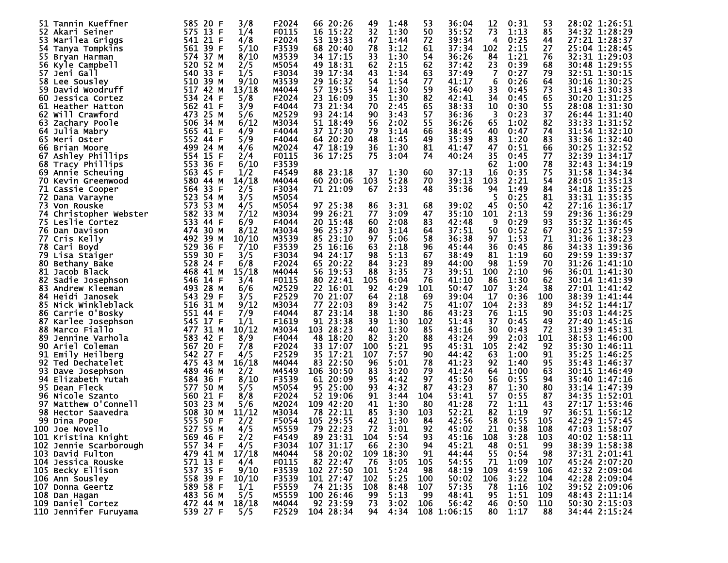| Place | Name | Bib | Age | Sex | Div Place | Division | Swim Rank | Swim | T1 Rank | T1 | Bike Rank | Bike | T2 Rank | T2 | Run Rank | Run | Total |
|---|---|---|---|---|---|---|---|---|---|---|---|---|---|---|---|---|---|
| 51 | Tannin Kueffner | 585 | 20 | F | 3/8 | F2024 | 66 | 20:26 | 49 | 1:48 | 53 | 36:04 | 12 | 0:31 | 53 | 28:02 | 1:26:51 |
| 52 | Akari Seiner | 575 | 13 | F | 1/4 | F0115 | 16 | 15:22 | 32 | 1:30 | 50 | 35:52 | 73 | 1:13 | 85 | 34:32 | 1:28:29 |
| 53 | Marilea Griggs | 541 | 21 | F | 4/8 | F2024 | 53 | 19:33 | 47 | 1:44 | 72 | 39:34 | 4 | 0:25 | 44 | 27:21 | 1:28:37 |
| 54 | Tanya Tompkins | 561 | 39 | F | 5/10 | F3539 | 68 | 20:40 | 78 | 3:12 | 61 | 37:34 | 102 | 2:15 | 27 | 25:04 | 1:28:45 |
| 55 | Bryan Harman | 574 | 37 | M | 8/10 | M3539 | 34 | 17:15 | 33 | 1:30 | 54 | 36:26 | 84 | 1:21 | 76 | 32:31 | 1:29:03 |
| 56 | Kyle Campbell | 520 | 52 | M | 2/5 | M5054 | 49 | 18:31 | 62 | 2:15 | 62 | 37:42 | 23 | 0:39 | 68 | 30:48 | 1:29:55 |
| 57 | Jeni Gall | 540 | 33 | F | 1/5 | F3034 | 39 | 17:34 | 43 | 1:34 | 63 | 37:49 | 7 | 0:27 | 79 | 32:51 | 1:30:15 |
| 58 | Lee Sousley | 510 | 39 | M | 9/10 | M3539 | 29 | 16:32 | 54 | 1:54 | 77 | 41:17 | 6 | 0:26 | 64 | 30:16 | 1:30:25 |
| 59 | David Woodruff | 517 | 42 | M | 13/18 | M4044 | 57 | 19:55 | 34 | 1:30 | 59 | 36:40 | 33 | 0:45 | 73 | 31:43 | 1:30:33 |
| 60 | Jessica Cortez | 534 | 24 | F | 5/8 | F2024 | 23 | 16:09 | 35 | 1:30 | 82 | 42:41 | 34 | 0:45 | 65 | 30:20 | 1:31:25 |
| 61 | Heather Hatton | 562 | 41 | F | 3/9 | F4044 | 73 | 21:34 | 70 | 2:45 | 65 | 38:33 | 10 | 0:30 | 55 | 28:08 | 1:31:30 |
| 62 | Will Crawford | 473 | 25 | M | 5/6 | M2529 | 93 | 24:14 | 90 | 3:43 | 57 | 36:36 | 3 | 0:23 | 37 | 26:44 | 1:31:40 |
| 63 | Zachary Poole | 506 | 34 | M | 6/12 | M3034 | 51 | 18:49 | 56 | 2:02 | 55 | 36:26 | 65 | 1:02 | 82 | 33:33 | 1:31:52 |
| 64 | Julia Mabry | 565 | 41 | F | 4/9 | F4044 | 37 | 17:30 | 79 | 3:14 | 66 | 38:45 | 40 | 0:47 | 74 | 31:54 | 1:32:10 |
| 65 | Meri Oster | 552 | 44 | F | 5/9 | F4044 | 64 | 20:20 | 48 | 1:45 | 49 | 35:39 | 83 | 1:20 | 83 | 33:36 | 1:32:40 |
| 66 | Brian Moore | 499 | 24 | M | 4/6 | M2024 | 47 | 18:19 | 36 | 1:30 | 81 | 41:47 | 47 | 0:51 | 66 | 30:25 | 1:32:52 |
| 67 | Ashley Phillips | 554 | 15 | F | 2/4 | F0115 | 36 | 17:25 | 75 | 3:04 | 74 | 40:24 | 35 | 0:45 | 77 | 32:39 | 1:34:17 |
| 68 | Tracy Phillips | 553 | 36 | F | 6/10 | F3539 | | | | | | | 62 | 1:00 | 78 | 32:43 | 1:34:19 |
| 69 | Annie Scheuing | 563 | 45 | F | 1/2 | F4549 | 88 | 23:18 | 37 | 1:30 | 60 | 37:13 | 16 | 0:35 | 75 | 31:58 | 1:34:34 |
| 70 | Kevin Greenwood | 580 | 44 | M | 14/18 | M4044 | 60 | 20:06 | 103 | 5:28 | 70 | 39:13 | 103 | 2:21 | 54 | 28:05 | 1:35:13 |
| 71 | Cassie Cooper | 564 | 33 | F | 2/5 | F3034 | 71 | 21:09 | 67 | 2:33 | 48 | 35:36 | 94 | 1:49 | 84 | 34:18 | 1:35:25 |
| 72 | Dana Varayne | 523 | 54 | M | 3/5 | M5054 | | | | | | | 5 | 0:25 | 81 | 33:31 | 1:35:35 |
| 73 | Von Rouske | 573 | 53 | M | 4/5 | M5054 | 97 | 25:38 | 86 | 3:31 | 68 | 39:02 | 45 | 0:50 | 42 | 27:16 | 1:36:17 |
| 74 | Christopher Webster | 582 | 33 | M | 7/12 | M3034 | 99 | 26:21 | 77 | 3:09 | 47 | 35:10 | 101 | 2:13 | 59 | 29:36 | 1:36:29 |
| 75 | Leslie Cortez | 533 | 44 | F | 6/9 | F4044 | 20 | 15:48 | 60 | 2:08 | 83 | 42:48 | 9 | 0:29 | 93 | 35:32 | 1:36:45 |
| 76 | Dan Davison | 474 | 30 | M | 8/12 | M3034 | 96 | 25:37 | 80 | 3:14 | 64 | 37:51 | 50 | 0:52 | 67 | 30:25 | 1:37:59 |
| 77 | Cris Kelly | 492 | 39 | M | 10/10 | M3539 | 85 | 23:10 | 97 | 5:06 | 58 | 36:38 | 97 | 1:53 | 71 | 31:36 | 1:38:23 |
| 78 | Cari Boyd | 529 | 36 | F | 7/10 | F3539 | 25 | 16:16 | 63 | 2:18 | 96 | 45:44 | 36 | 0:45 | 86 | 34:33 | 1:39:36 |
| 79 | Lisa Staiger | 559 | 30 | F | 3/5 | F3034 | 94 | 24:17 | 98 | 5:13 | 67 | 38:49 | 81 | 1:19 | 60 | 29:59 | 1:39:37 |
| 80 | Bethany Bake | 528 | 24 | F | 6/8 | F2024 | 65 | 20:22 | 84 | 3:23 | 89 | 44:00 | 98 | 1:59 | 70 | 31:26 | 1:41:10 |
| 81 | Jacob Black | 468 | 41 | M | 15/18 | M4044 | 56 | 19:53 | 88 | 3:35 | 73 | 39:51 | 100 | 2:10 | 96 | 36:01 | 1:41:30 |
| 82 | Sadie Josephson | 546 | 14 | F | 3/4 | F0115 | 80 | 22:41 | 105 | 6:04 | 76 | 41:10 | 86 | 1:30 | 62 | 30:14 | 1:41:39 |
| 83 | Andrew Kleeman | 493 | 28 | M | 6/6 | M2529 | 22 | 16:01 | 92 | 4:29 | 101 | 50:47 | 107 | 3:24 | 38 | 27:01 | 1:41:42 |
| 84 | Heidi Janosek | 543 | 29 | F | 3/5 | F2529 | 70 | 21:07 | 64 | 2:18 | 69 | 39:04 | 17 | 0:36 | 100 | 38:39 | 1:41:44 |
| 85 | Nick Winkleblack | 516 | 31 | M | 9/12 | M3034 | 77 | 22:03 | 89 | 3:42 | 75 | 41:07 | 104 | 2:33 | 89 | 34:52 | 1:44:17 |
| 86 | Carrie O'Bosky | 551 | 44 | F | 7/9 | F4044 | 87 | 23:14 | 38 | 1:30 | 86 | 43:23 | 76 | 1:15 | 90 | 35:03 | 1:44:25 |
| 87 | Karlee Josephson | 545 | 17 | F | 1/1 | F1619 | 91 | 23:38 | 39 | 1:30 | 102 | 51:43 | 37 | 0:45 | 49 | 27:40 | 1:45:16 |
| 88 | Marco Fiallo | 477 | 31 | M | 10/12 | M3034 | 103 | 28:23 | 40 | 1:30 | 85 | 43:16 | 30 | 0:43 | 72 | 31:39 | 1:45:31 |
| 89 | Jennine Varhola | 583 | 42 | F | 8/9 | F4044 | 48 | 18:20 | 82 | 3:20 | 88 | 43:24 | 99 | 2:03 | 101 | 38:53 | 1:46:00 |
| 90 | Ariel Coleman | 567 | 20 | F | 7/8 | F2024 | 33 | 17:07 | 100 | 5:21 | 95 | 45:31 | 105 | 2:42 | 92 | 35:30 | 1:46:11 |
| 91 | Emily Heilberg | 542 | 27 | F | 4/5 | F2529 | 35 | 17:21 | 107 | 7:57 | 90 | 44:42 | 63 | 1:00 | 91 | 35:25 | 1:46:25 |
| 92 | Ted Dechatelet | 475 | 43 | M | 16/18 | M4044 | 83 | 22:50 | 96 | 5:01 | 78 | 41:23 | 92 | 1:40 | 95 | 35:43 | 1:46:37 |
| 93 | Dave Josephson | 489 | 46 | M | 2/2 | M4549 | 106 | 30:50 | 83 | 3:20 | 79 | 41:24 | 64 | 1:00 | 63 | 30:15 | 1:46:49 |
| 94 | Elizabeth Yutah | 584 | 36 | F | 8/10 | F3539 | 61 | 20:09 | 95 | 4:42 | 97 | 45:50 | 56 | 0:55 | 94 | 35:40 | 1:47:16 |
| 95 | Dean Fleck | 577 | 50 | M | 5/5 | M5054 | 95 | 25:00 | 93 | 4:32 | 87 | 43:23 | 87 | 1:30 | 80 | 33:14 | 1:47:39 |
| 96 | Nicole Szanto | 560 | 21 | F | 8/8 | F2024 | 52 | 19:06 | 91 | 3:44 | 104 | 53:41 | 57 | 0:55 | 87 | 34:35 | 1:52:01 |
| 97 | Matthew O'Connell | 503 | 23 | M | 5/6 | M2024 | 109 | 42:20 | 41 | 1:30 | 80 | 41:28 | 72 | 1:11 | 43 | 27:17 | 1:53:46 |
| 98 | Hector Saavedra | 508 | 30 | M | 11/12 | M3034 | 78 | 22:11 | 85 | 3:30 | 103 | 52:21 | 82 | 1:19 | 97 | 36:51 | 1:56:12 |
| 99 | Dina Pope | 555 | 50 | F | 2/2 | F5054 | 105 | 29:55 | 42 | 1:30 | 84 | 42:56 | 58 | 0:55 | 105 | 42:29 | 1:57:45 |
| 100 | Joe Novello | 527 | 55 | M | 4/5 | M5559 | 79 | 22:23 | 72 | 3:01 | 92 | 45:02 | 21 | 0:38 | 108 | 47:03 | 1:58:07 |
| 101 | Kristina Knight | 569 | 46 | F | 2/2 | F4549 | 89 | 23:31 | 104 | 5:54 | 93 | 45:16 | 108 | 3:28 | 103 | 40:02 | 1:58:11 |
| 102 | Jennie Scarborough | 557 | 34 | F | 4/5 | F3034 | 107 | 31:17 | 66 | 2:30 | 94 | 45:21 | 48 | 0:51 | 99 | 38:39 | 1:58:38 |
| 103 | David Fulton | 479 | 41 | M | 17/18 | M4044 | 58 | 20:02 | 109 | 18:30 | 91 | 44:44 | 55 | 0:54 | 98 | 37:31 | 2:01:41 |
| 104 | Jessica Rouske | 571 | 13 | F | 4/4 | F0115 | 82 | 22:47 | 76 | 3:05 | 105 | 54:55 | 71 | 1:09 | 107 | 45:24 | 2:07:20 |
| 105 | Becky Ellison | 537 | 35 | F | 9/10 | F3539 | 102 | 27:50 | 101 | 5:24 | 98 | 48:19 | 109 | 4:59 | 106 | 42:32 | 2:09:04 |
| 106 | Ann Sousley | 558 | 39 | F | 10/10 | F3539 | 101 | 27:47 | 102 | 5:25 | 100 | 50:02 | 106 | 3:22 | 104 | 42:28 | 2:09:04 |
| 107 | Donna Geertz | 589 | 58 | F | 1/1 | F5559 | 74 | 21:35 | 108 | 8:48 | 107 | 57:35 | 78 | 1:16 | 102 | 39:52 | 2:09:06 |
| 108 | Dan Hagan | 483 | 56 | M | 5/5 | M5559 | 100 | 26:46 | 99 | 5:13 | 99 | 48:41 | 95 | 1:51 | 109 | 48:43 | 2:11:14 |
| 109 | Daniel Cortez | 472 | 44 | M | 18/18 | M4044 | 92 | 23:59 | 73 | 3:02 | 106 | 56:42 | 46 | 0:50 | 110 | 50:30 | 2:15:03 |
| 110 | Jennifer Furuyama | 539 | 27 | F | 5/5 | F2529 | 104 | 28:34 | 94 | 4:34 | 108 | 1:06:15 | 80 | 1:17 | 88 | 34:44 | 2:15:24 |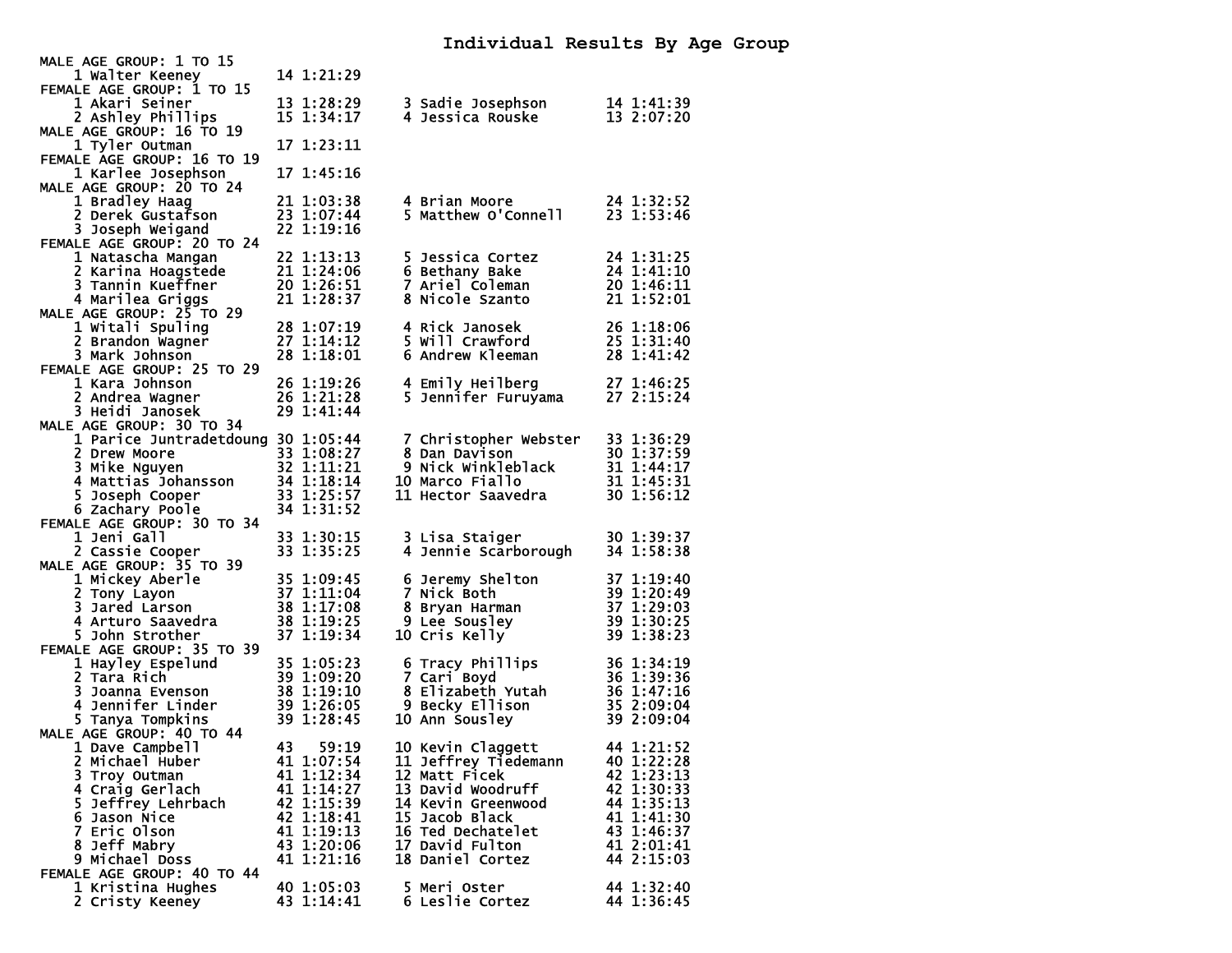# Individual Results By Age Group

```
MALE AGE GROUP: 1 TO 15
    1 Walter Keeney         14 1:21:29
FEMALE AGE GROUP: 1 TO 15
    1 Akari Seiner          13 1:28:29     3 Sadie Josephson       14 1:41:39
    2 Ashley Phillips       15 1:34:17     4 Jessica Rouske        13 2:07:20
MALE AGE GROUP: 16 TO 19
    1 Tyler Outman          17 1:23:11
FEMALE AGE GROUP: 16 TO 19
    1 Karlee Josephson      17 1:45:16
MALE AGE GROUP: 20 TO 24
    1 Bradley Haag          21 1:03:38     4 Brian Moore           24 1:32:52
    2 Derek Gustafson       23 1:07:44     5 Matthew O'Connell     23 1:53:46
    3 Joseph Weigand        22 1:19:16
FEMALE AGE GROUP: 20 TO 24
    1 Natascha Mangan       22 1:13:13     5 Jessica Cortez        24 1:31:25
    2 Karina Hoagstede      21 1:24:06     6 Bethany Bake          24 1:41:10
    3 Tannin Kueffner       20 1:26:51     7 Ariel Coleman         20 1:46:11
    4 Marilea Griggs        21 1:28:37     8 Nicole Szanto         21 1:52:01
MALE AGE GROUP: 25 TO 29
    1 Witali Spuling        28 1:07:19     4 Rick Janosek          26 1:18:06
    2 Brandon Wagner        27 1:14:12     5 Will Crawford         25 1:31:40
    3 Mark Johnson          28 1:18:01     6 Andrew Kleeman        28 1:41:42
FEMALE AGE GROUP: 25 TO 29
    1 Kara Johnson          26 1:19:26     4 Emily Heilberg        27 1:46:25
    2 Andrea Wagner         26 1:21:28     5 Jennifer Furuyama     27 2:15:24
    3 Heidi Janosek         29 1:41:44
MALE AGE GROUP: 30 TO 34
    1 Parice Juntradetdoung 30 1:05:44     7 Christopher Webster   33 1:36:29
    2 Drew Moore            33 1:08:27     8 Dan Davison           30 1:37:59
    3 Mike Nguyen           32 1:11:21     9 Nick Winkleblack      31 1:44:17
    4 Mattias Johansson     34 1:18:14    10 Marco Fiallo          31 1:45:31
    5 Joseph Cooper         33 1:25:57    11 Hector Saavedra       30 1:56:12
    6 Zachary Poole         34 1:31:52
FEMALE AGE GROUP: 30 TO 34
    1 Jeni Gall             33 1:30:15     3 Lisa Staiger          30 1:39:37
    2 Cassie Cooper         33 1:35:25     4 Jennie Scarborough    34 1:58:38
MALE AGE GROUP: 35 TO 39
    1 Mickey Aberle         35 1:09:45     6 Jeremy Shelton        37 1:19:40
    2 Tony Layon            37 1:11:04     7 Nick Both             39 1:20:49
    3 Jared Larson          38 1:17:08     8 Bryan Harman          37 1:29:03
    4 Arturo Saavedra       38 1:19:25     9 Lee Sousley           39 1:30:25
    5 John Strother         37 1:19:34    10 Cris Kelly            39 1:38:23
FEMALE AGE GROUP: 35 TO 39
    1 Hayley Espelund       35 1:05:23     6 Tracy Phillips        36 1:34:19
    2 Tara Rich             39 1:09:20     7 Cari Boyd             36 1:39:36
    3 Joanna Evenson        38 1:19:10     8 Elizabeth Yutah       36 1:47:16
    4 Jennifer Linder       39 1:26:05     9 Becky Ellison         35 2:09:04
    5 Tanya Tompkins        39 1:28:45    10 Ann Sousley           39 2:09:04
MALE AGE GROUP: 40 TO 44
    1 Dave Campbell         43   59:19    10 Kevin Claggett        44 1:21:52
    2 Michael Huber         41 1:07:54    11 Jeffrey Tiedemann     40 1:22:28
    3 Troy Outman           41 1:12:34    12 Matt Ficek            42 1:23:13
    4 Craig Gerlach         41 1:14:27    13 David Woodruff        42 1:30:33
    5 Jeffrey Lehrbach      42 1:15:39    14 Kevin Greenwood       44 1:35:13
    6 Jason Nice            42 1:18:41    15 Jacob Black           41 1:41:30
    7 Eric Olson            41 1:19:13    16 Ted Dechatelet        43 1:46:37
    8 Jeff Mabry            43 1:20:06    17 David Fulton          41 2:01:41
    9 Michael Doss          41 1:21:16    18 Daniel Cortez         44 2:15:03
FEMALE AGE GROUP: 40 TO 44
    1 Kristina Hughes       40 1:05:03     5 Meri Oster            44 1:32:40
    2 Cristy Keeney         43 1:14:41     6 Leslie Cortez         44 1:36:45
```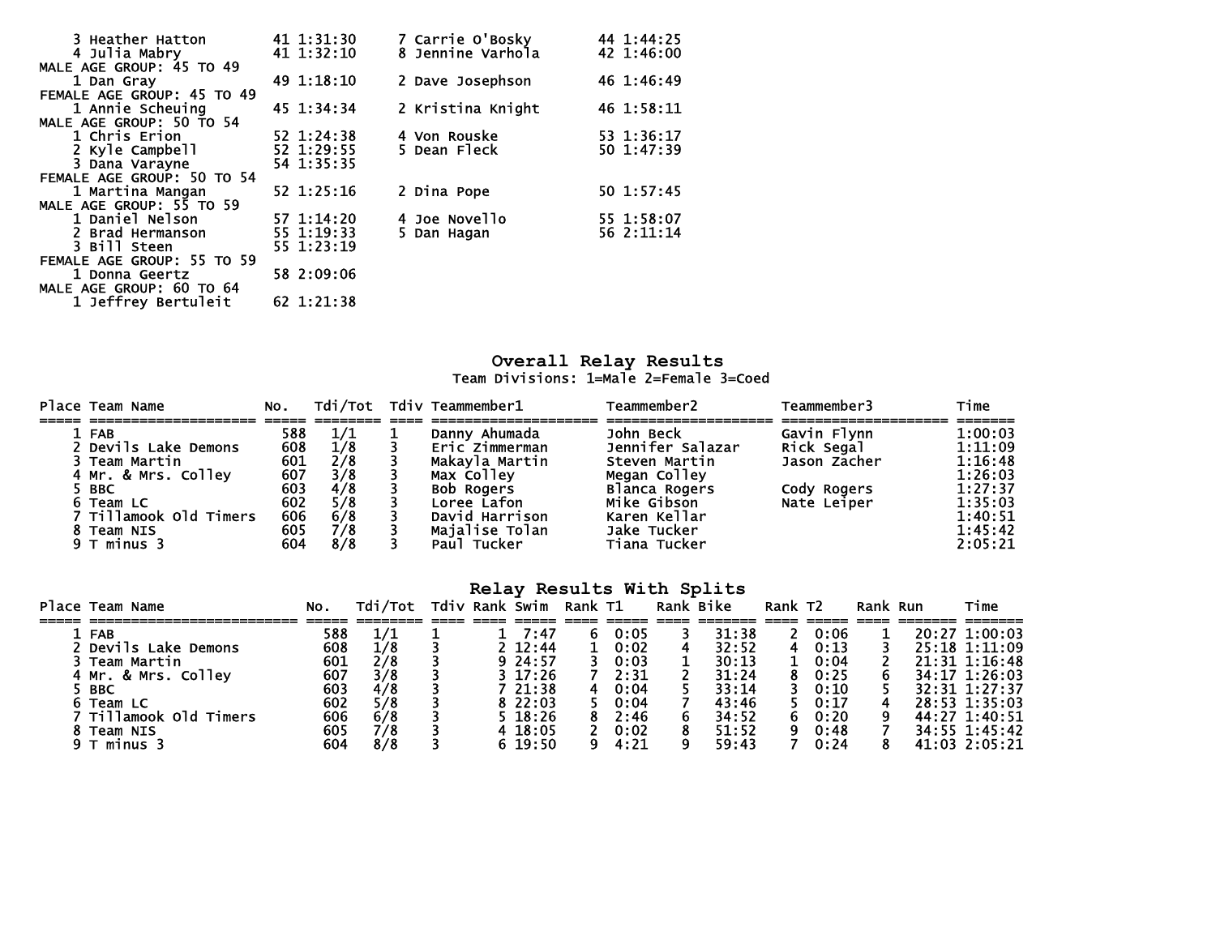3 Heather Hatton 41 1:31:30
4 Julia Mabry 41 1:32:10
7 Carrie O'Bosky 44 1:44:25
8 Jennine Varhola 42 1:46:00

MALE AGE GROUP: 45 TO 49

1 Dan Gray 49 1:18:10
2 Dave Josephson 46 1:46:49

FEMALE AGE GROUP: 45 TO 49

1 Annie Scheuing 45 1:34:34
2 Kristina Knight 46 1:58:11

MALE AGE GROUP: 50 TO 54

1 Chris Erion 52 1:24:38
2 Kyle Campbell 52 1:29:55
3 Dana Varayne 54 1:35:35
4 Von Rouske 53 1:36:17
5 Dean Fleck 50 1:47:39

FEMALE AGE GROUP: 50 TO 54

1 Martina Mangan 52 1:25:16
2 Dina Pope 50 1:57:45

MALE AGE GROUP: 55 TO 59

1 Daniel Nelson 57 1:14:20
2 Brad Hermanson 55 1:19:33
3 Bill Steen 55 1:23:19
4 Joe Novello 55 1:58:07
5 Dan Hagan 56 2:11:14

FEMALE AGE GROUP: 55 TO 59

1 Donna Geertz 58 2:09:06

MALE AGE GROUP: 60 TO 64

1 Jeffrey Bertuleit 62 1:21:38

## Overall Relay Results

Team Divisions: 1=Male 2=Female 3=Coed

| Place | Team Name | No. | Tdi/Tot | Tdiv | Teammember1 | Teammember2 | Teammember3 | Time |
|---|---|---|---|---|---|---|---|---|
| 1 | FAB | 588 | 1/1 | 1 | Danny Ahumada | John Beck | Gavin Flynn | 1:00:03 |
| 2 | Devils Lake Demons | 608 | 1/8 | 3 | Eric Zimmerman | Jennifer Salazar | Rick Segal | 1:11:09 |
| 3 | Team Martin | 601 | 2/8 | 3 | Makayla Martin | Steven Martin | Jason Zacher | 1:16:48 |
| 4 | Mr. & Mrs. Colley | 607 | 3/8 | 3 | Max Colley | Megan Colley | | 1:26:03 |
| 5 | BBC | 603 | 4/8 | 3 | Bob Rogers | Blanca Rogers | Cody Rogers | 1:27:37 |
| 6 | Team LC | 602 | 5/8 | 3 | Loree Lafon | Mike Gibson | Nate Leiper | 1:35:03 |
| 7 | Tillamook Old Timers | 606 | 6/8 | 3 | David Harrison | Karen Kellar | | 1:40:51 |
| 8 | Team NIS | 605 | 7/8 | 3 | Majalise Tolan | Jake Tucker | | 1:45:42 |
| 9 | T minus 3 | 604 | 8/8 | 3 | Paul Tucker | Tiana Tucker | | 2:05:21 |

## Relay Results With Splits

| Place | Team Name | No. | Tdi/Tot | Tdiv | Rank | Swim | Rank | T1 | Rank | Bike | Rank | T2 | Rank | Run | Time |
|---|---|---|---|---|---|---|---|---|---|---|---|---|---|---|---|
| 1 | FAB | 588 | 1/1 | 1 | 1 | 7:47 | 6 | 0:05 | 3 | 31:38 | 2 | 0:06 | 1 | 20:27 | 1:00:03 |
| 2 | Devils Lake Demons | 608 | 1/8 | 3 | 2 | 12:44 | 1 | 0:02 | 4 | 32:52 | 4 | 0:13 | 3 | 25:18 | 1:11:09 |
| 3 | Team Martin | 601 | 2/8 | 3 | 9 | 24:57 | 3 | 0:03 | 1 | 30:13 | 1 | 0:04 | 2 | 21:31 | 1:16:48 |
| 4 | Mr. & Mrs. Colley | 607 | 3/8 | 3 | 3 | 17:26 | 7 | 2:31 | 2 | 31:24 | 8 | 0:25 | 6 | 34:17 | 1:26:03 |
| 5 | BBC | 603 | 4/8 | 3 | 7 | 21:38 | 4 | 0:04 | 5 | 33:14 | 3 | 0:10 | 5 | 32:31 | 1:27:37 |
| 6 | Team LC | 602 | 5/8 | 3 | 8 | 22:03 | 5 | 0:04 | 7 | 43:46 | 5 | 0:17 | 4 | 28:53 | 1:35:03 |
| 7 | Tillamook Old Timers | 606 | 6/8 | 3 | 5 | 18:26 | 8 | 2:46 | 6 | 34:52 | 6 | 0:20 | 9 | 44:27 | 1:40:51 |
| 8 | Team NIS | 605 | 7/8 | 3 | 4 | 18:05 | 2 | 0:02 | 8 | 51:52 | 9 | 0:48 | 7 | 34:55 | 1:45:42 |
| 9 | T minus 3 | 604 | 8/8 | 3 | 6 | 19:50 | 9 | 4:21 | 9 | 59:43 | 7 | 0:24 | 8 | 41:03 | 2:05:21 |